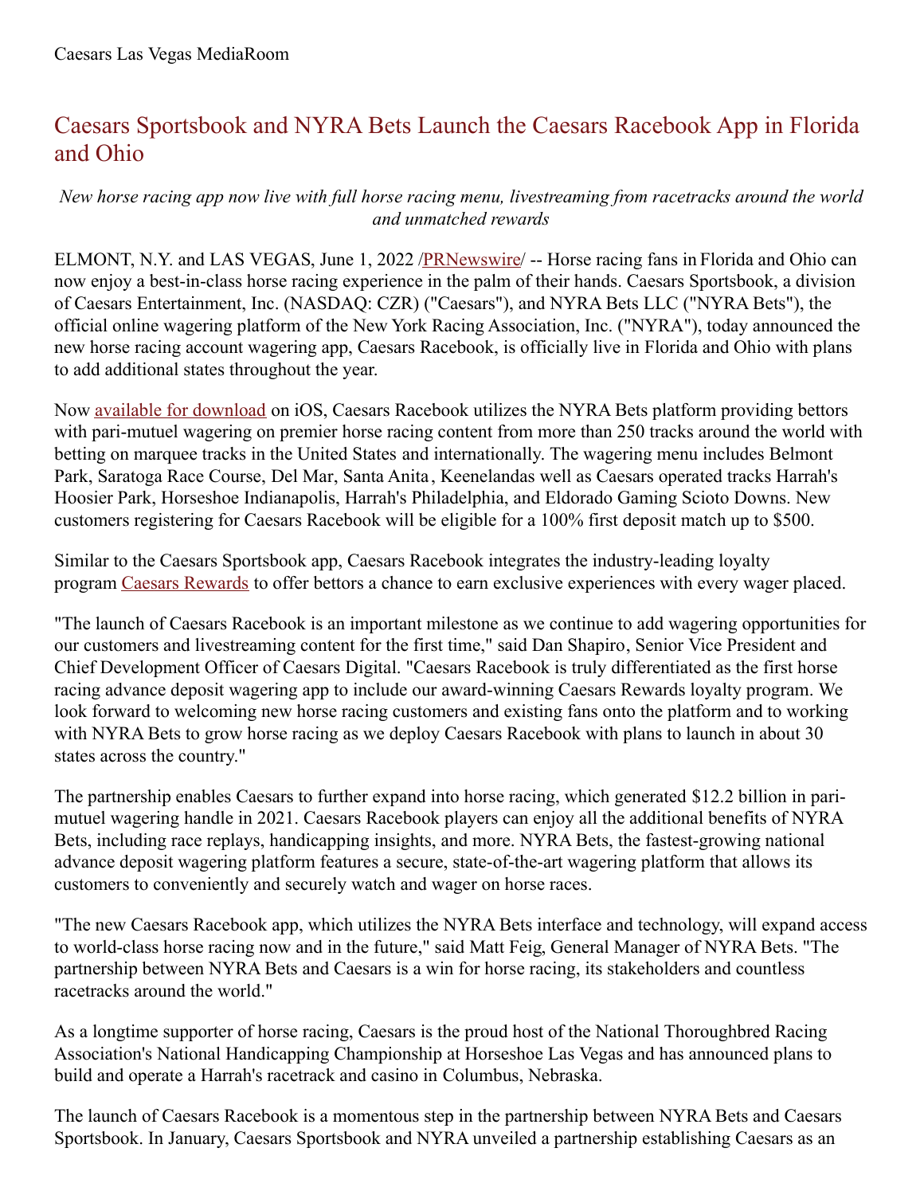Caesars Las Vegas MediaRoom

# Caesars Sportsbook and NYRA Bets Launch the Caesars Racebook App in Florida and Ohio

*New horse racing app now live with full horse racing menu, livestreaming from racetracks around the world and unmatched rewards*

ELMONT, N.Y. and LAS VEGAS, June 1, 2022 /PRNewswire/ -- Horse racing fans in Florida and Ohio can now enjoy a best-in-class horse racing experience in the palm of their hands. Caesars Sportsbook, a division of Caesars Entertainment, Inc. (NASDAQ: CZR) ("Caesars"), and NYRA Bets LLC ("NYRA Bets"), the official online wagering platform of the New York Racing Association, Inc. ("NYRA"), today announced the new horse racing account wagering app, Caesars Racebook, is officially live in Florida and Ohio with plans to add additional states throughout the year.

Now available for download on iOS, Caesars Racebook utilizes the NYRA Bets platform providing bettors with pari-mutuel wagering on premier horse racing content from more than 250 tracks around the world with betting on marquee tracks in the United States and internationally. The wagering menu includes Belmont Park, Saratoga Race Course, Del Mar, Santa Anita, Keenelandas well as Caesars operated tracks Harrah's Hoosier Park, Horseshoe Indianapolis, Harrah's Philadelphia, and Eldorado Gaming Scioto Downs. New customers registering for Caesars Racebook will be eligible for a 100% first deposit match up to $500.

Similar to the Caesars Sportsbook app, Caesars Racebook integrates the industry-leading loyalty program Caesars Rewards to offer bettors a chance to earn exclusive experiences with every wager placed.

"The launch of Caesars Racebook is an important milestone as we continue to add wagering opportunities for our customers and livestreaming content for the first time," said Dan Shapiro, Senior Vice President and Chief Development Officer of Caesars Digital. "Caesars Racebook is truly differentiated as the first horse racing advance deposit wagering app to include our award-winning Caesars Rewards loyalty program. We look forward to welcoming new horse racing customers and existing fans onto the platform and to working with NYRA Bets to grow horse racing as we deploy Caesars Racebook with plans to launch in about 30 states across the country."

The partnership enables Caesars to further expand into horse racing, which generated $12.2 billion in pari-mutuel wagering handle in 2021. Caesars Racebook players can enjoy all the additional benefits of NYRA Bets, including race replays, handicapping insights, and more. NYRA Bets, the fastest-growing national advance deposit wagering platform features a secure, state-of-the-art wagering platform that allows its customers to conveniently and securely watch and wager on horse races.

"The new Caesars Racebook app, which utilizes the NYRA Bets interface and technology, will expand access to world-class horse racing now and in the future," said Matt Feig, General Manager of NYRA Bets. "The partnership between NYRA Bets and Caesars is a win for horse racing, its stakeholders and countless racetracks around the world."

As a longtime supporter of horse racing, Caesars is the proud host of the National Thoroughbred Racing Association's National Handicapping Championship at Horseshoe Las Vegas and has announced plans to build and operate a Harrah's racetrack and casino in Columbus, Nebraska.

The launch of Caesars Racebook is a momentous step in the partnership between NYRA Bets and Caesars Sportsbook. In January, Caesars Sportsbook and NYRA unveiled a partnership establishing Caesars as an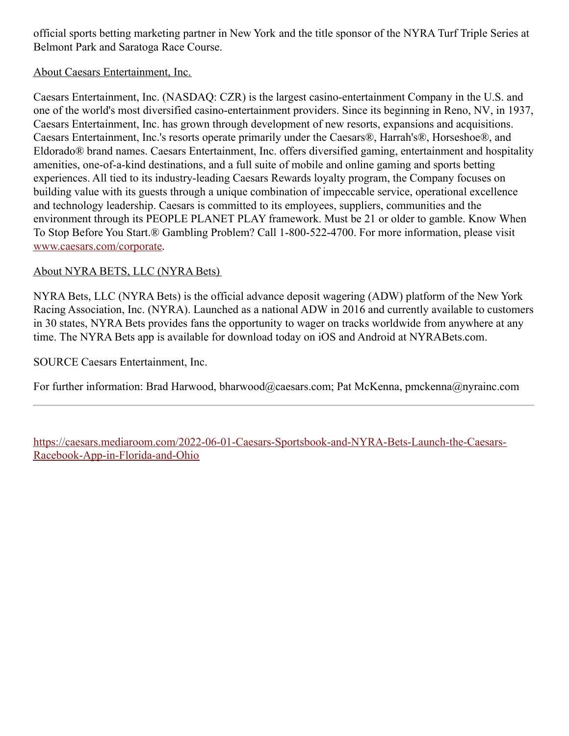official sports betting marketing partner in New York and the title sponsor of the NYRA Turf Triple Series at Belmont Park and Saratoga Race Course.

About Caesars Entertainment, Inc.

Caesars Entertainment, Inc. (NASDAQ: CZR) is the largest casino-entertainment Company in the U.S. and one of the world's most diversified casino-entertainment providers. Since its beginning in Reno, NV, in 1937, Caesars Entertainment, Inc. has grown through development of new resorts, expansions and acquisitions. Caesars Entertainment, Inc.'s resorts operate primarily under the Caesars®, Harrah's®, Horseshoe®, and Eldorado® brand names. Caesars Entertainment, Inc. offers diversified gaming, entertainment and hospitality amenities, one-of-a-kind destinations, and a full suite of mobile and online gaming and sports betting experiences. All tied to its industry-leading Caesars Rewards loyalty program, the Company focuses on building value with its guests through a unique combination of impeccable service, operational excellence and technology leadership. Caesars is committed to its employees, suppliers, communities and the environment through its PEOPLE PLANET PLAY framework. Must be 21 or older to gamble. Know When To Stop Before You Start.® Gambling Problem? Call 1-800-522-4700. For more information, please visit [www.caesars.com/corporate](www.caesars.com/corporate).

About NYRA BETS, LLC (NYRA Bets)

NYRA Bets, LLC (NYRA Bets) is the official advance deposit wagering (ADW) platform of the New York Racing Association, Inc. (NYRA). Launched as a national ADW in 2016 and currently available to customers in 30 states, NYRA Bets provides fans the opportunity to wager on tracks worldwide from anywhere at any time. The NYRA Bets app is available for download today on iOS and Android at NYRABets.com.

SOURCE Caesars Entertainment, Inc.

For further information: Brad Harwood, bharwood@caesars.com; Pat McKenna, pmckenna@nyrainc.com

---

https://caesars.mediaroom.com/2022-06-01-Caesars-Sportsbook-and-NYRA-Bets-Launch-the-Caesars-Racebook-App-in-Florida-and-Ohio